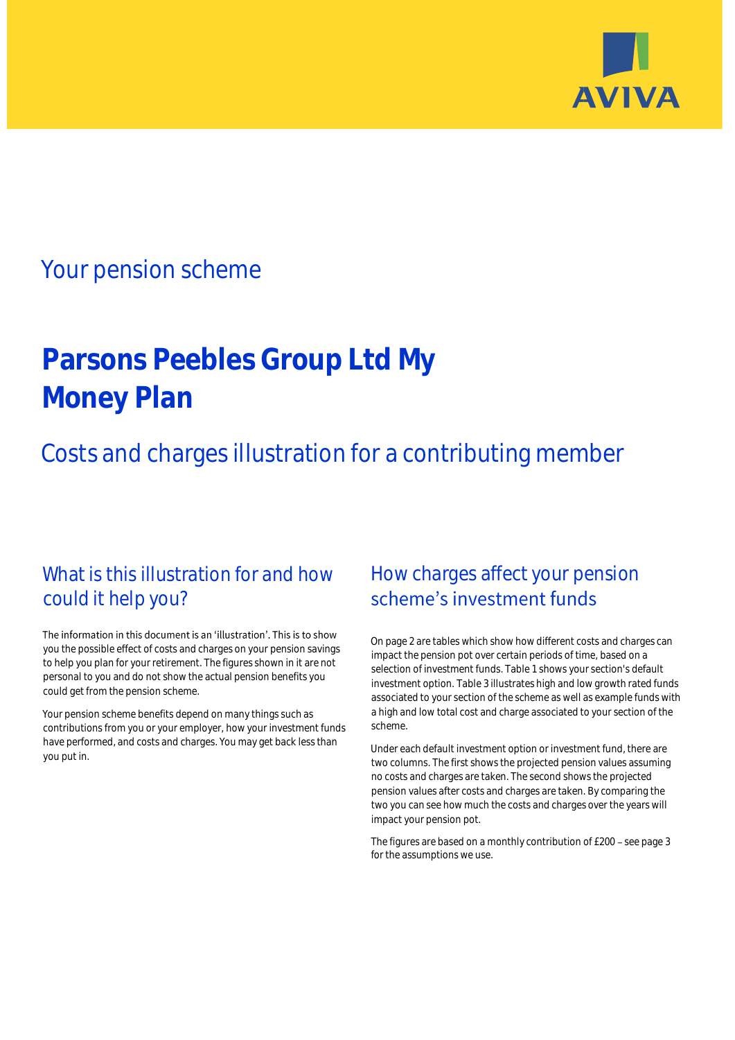AVIVA

## Your pension scheme

# Parsons Peebles Group Ltd My Money Plan

## Costs and charges illustration for a contributing member

### What is this illustration for and how could it help you?

The information in this document is an 'illustration'. This is to show you the possible effect of costs and charges on your pension savings to help you plan for your retirement. The figures shown in it are not personal to you and do not show the actual pension benefits you could get from the pension scheme.

Your pension scheme benefits depend on many things such as contributions from you or your employer, how your investment funds have performed, and costs and charges. You may get back less than you put in.

### How charges affect your pension scheme's investment funds

On page 2 are tables which show how different costs and charges can impact the pension pot over certain periods of time, based on a selection of investment funds. Table 1 shows your section's default investment option. Table 3 illustrates high and low growth rated funds associated to your section of the scheme as well as example funds with a high and low total cost and charge associated to your section of the scheme.

Under each default investment option or investment fund, there are two columns. The first shows the projected pension values assuming no costs and charges are taken. The second shows the projected pension values after costs and charges are taken. By comparing the two you can see how much the costs and charges over the years will impact your pension pot.

The figures are based on a monthly contribution of £200 – see page 3 for the assumptions we use.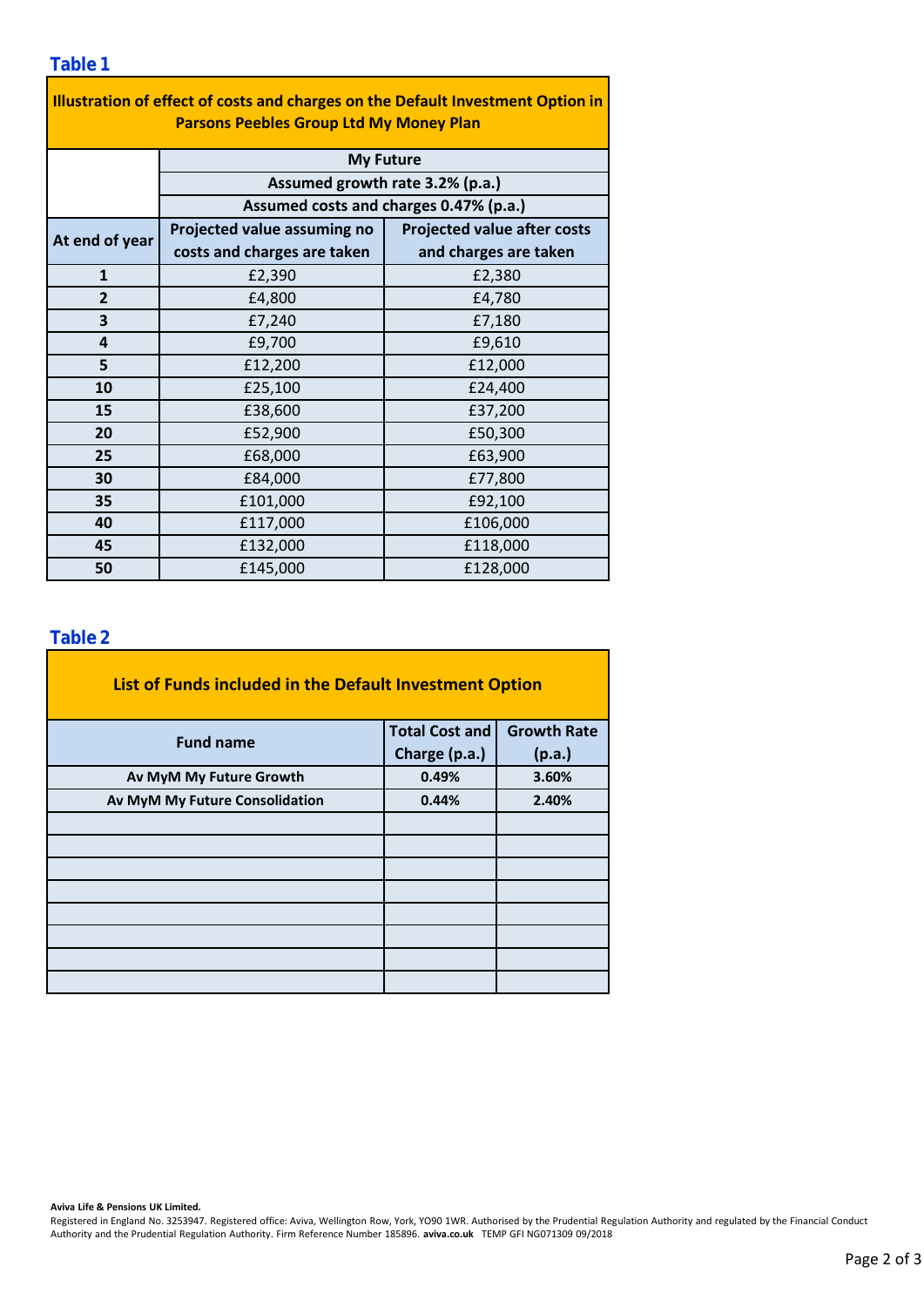## Table 1

| Illustration of effect of costs and charges on the Default Investment Option in Parsons Peebles Group Ltd My Money Plan | | |
|---|---|---|
| | My Future | |
| | Assumed growth rate 3.2% (p.a.) | |
| | Assumed costs and charges 0.47% (p.a.) | |
| At end of year | Projected value assuming no costs and charges are taken | Projected value after costs and charges are taken |
| 1 | £2,390 | £2,380 |
| 2 | £4,800 | £4,780 |
| 3 | £7,240 | £7,180 |
| 4 | £9,700 | £9,610 |
| 5 | £12,200 | £12,000 |
| 10 | £25,100 | £24,400 |
| 15 | £38,600 | £37,200 |
| 20 | £52,900 | £50,300 |
| 25 | £68,000 | £63,900 |
| 30 | £84,000 | £77,800 |
| 35 | £101,000 | £92,100 |
| 40 | £117,000 | £106,000 |
| 45 | £132,000 | £118,000 |
| 50 | £145,000 | £128,000 |

## Table 2

| List of Funds included in the Default Investment Option | | |
|---|---|---|
| Fund name | Total Cost and Charge (p.a.) | Growth Rate (p.a.) |
| Av MyM My Future Growth | 0.49% | 3.60% |
| Av MyM My Future Consolidation | 0.44% | 2.40% |
| | | |
| | | |
| | | |
| | | |
| | | |
| | | |
| | | |
| | | |

**Aviva Life & Pensions UK Limited.**
Registered in England No. 3253947. Registered office: Aviva, Wellington Row, York, YO90 1WR. Authorised by the Prudential Regulation Authority and regulated by the Financial Conduct Authority and the Prudential Regulation Authority. Firm Reference Number 185896. **aviva.co.uk** TEMP GFI NG071309 09/2018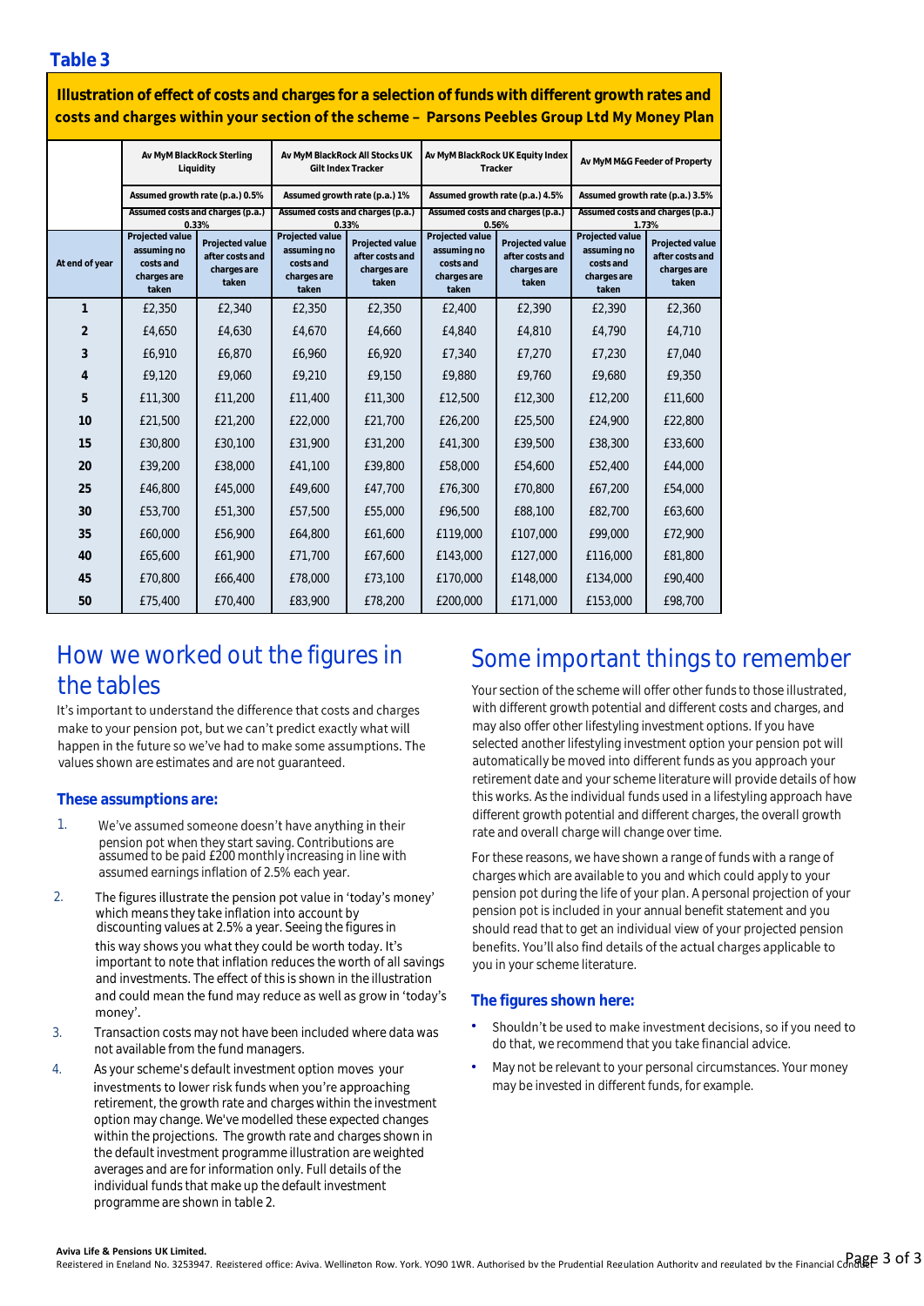## Table 3

| Illustration of effect of costs and charges for a selection of funds with different growth rates and costs and charges within your section of the scheme – Parsons Peebles Group Ltd My Money Plan | | | | | | | | |
|---|---|---|---|---|---|---|---|---|
| | Av MyM BlackRock Sterling Liquidity | | Av MyM BlackRock All Stocks UK Gilt Index Tracker | | Av MyM BlackRock UK Equity Index Tracker | | Av MyM M&G Feeder of Property | |
| | Assumed growth rate (p.a.) 0.5% | | Assumed growth rate (p.a.) 1% | | Assumed growth rate (p.a.) 4.5% | | Assumed growth rate (p.a.) 3.5% | |
| | Assumed costs and charges (p.a.) 0.33% | | Assumed costs and charges (p.a.) 0.33% | | Assumed costs and charges (p.a.) 0.56% | | Assumed costs and charges (p.a.) 1.73% | |
| At end of year | Projected value assuming no costs and charges are taken | Projected value after costs and charges are taken | Projected value assuming no costs and charges are taken | Projected value after costs and charges are taken | Projected value assuming no costs and charges are taken | Projected value after costs and charges are taken | Projected value assuming no costs and charges are taken | Projected value after costs and charges are taken |
| 1 | £2,350 | £2,340 | £2,350 | £2,350 | £2,400 | £2,390 | £2,390 | £2,360 |
| 2 | £4,650 | £4,630 | £4,670 | £4,660 | £4,840 | £4,810 | £4,790 | £4,710 |
| 3 | £6,910 | £6,870 | £6,960 | £6,920 | £7,340 | £7,270 | £7,230 | £7,040 |
| 4 | £9,120 | £9,060 | £9,210 | £9,150 | £9,880 | £9,760 | £9,680 | £9,350 |
| 5 | £11,300 | £11,200 | £11,400 | £11,300 | £12,500 | £12,300 | £12,200 | £11,600 |
| 10 | £21,500 | £21,200 | £22,000 | £21,700 | £26,200 | £25,500 | £24,900 | £22,800 |
| 15 | £30,800 | £30,100 | £31,900 | £31,200 | £41,300 | £39,500 | £38,300 | £33,600 |
| 20 | £39,200 | £38,000 | £41,100 | £39,800 | £58,000 | £54,600 | £52,400 | £44,000 |
| 25 | £46,800 | £45,000 | £49,600 | £47,700 | £76,300 | £70,800 | £67,200 | £54,000 |
| 30 | £53,700 | £51,300 | £57,500 | £55,000 | £96,500 | £88,100 | £82,700 | £63,600 |
| 35 | £60,000 | £56,900 | £64,800 | £61,600 | £119,000 | £107,000 | £99,000 | £72,900 |
| 40 | £65,600 | £61,900 | £71,700 | £67,600 | £143,000 | £127,000 | £116,000 | £81,800 |
| 45 | £70,800 | £66,400 | £78,000 | £73,100 | £170,000 | £148,000 | £134,000 | £90,400 |
| 50 | £75,400 | £70,400 | £83,900 | £78,200 | £200,000 | £171,000 | £153,000 | £98,700 |

# How we worked out the figures in the tables

It's important to understand the difference that costs and charges make to your pension pot, but we can't predict exactly what will happen in the future so we've had to make some assumptions. The values shown are estimates and are not guaranteed.

### These assumptions are:

1. We've assumed someone doesn't have anything in their pension pot when they start saving. Contributions are assumed to be paid £200 monthly increasing in line with assumed earnings inflation of 2.5% each year.
2. The figures illustrate the pension pot value in 'today's money' which means they take inflation into account by discounting values at 2.5% a year. Seeing the figures in this way shows you what they could be worth today. It's important to note that inflation reduces the worth of all savings and investments. The effect of this is shown in the illustration and could mean the fund may reduce as well as grow in 'today's money'.
3. Transaction costs may not have been included where data was not available from the fund managers.
4. As your scheme's default investment option moves your investments to lower risk funds when you're approaching retirement, the growth rate and charges within the investment option may change. We've modelled these expected changes within the projections. The growth rate and charges shown in the default investment programme illustration are weighted averages and are for information only. Full details of the individual funds that make up the default investment programme are shown in table 2.

# Some important things to remember

Your section of the scheme will offer other funds to those illustrated, with different growth potential and different costs and charges, and may also offer other lifestyling investment options. If you have selected another lifestyling investment option your pension pot will automatically be moved into different funds as you approach your retirement date and your scheme literature will provide details of how this works. As the individual funds used in a lifestyling approach have different growth potential and different charges, the overall growth rate and overall charge will change over time.

For these reasons, we have shown a range of funds with a range of charges which are available to you and which could apply to your pension pot during the life of your plan. A personal projection of your pension pot is included in your annual benefit statement and you should read that to get an individual view of your projected pension benefits. You'll also find details of the actual charges applicable to you in your scheme literature.

### The figures shown here:

- Shouldn't be used to make investment decisions, so if you need to do that, we recommend that you take financial advice.
- May not be relevant to your personal circumstances. Your money may be invested in different funds, for example.

**Aviva Life & Pensions UK Limited.**
Registered in England No. 3253947. Registered office: Aviva, Wellington Row, York, YO90 1WR. Authorised by the Prudential Regulation Authority and regulated by the Financial Conduct